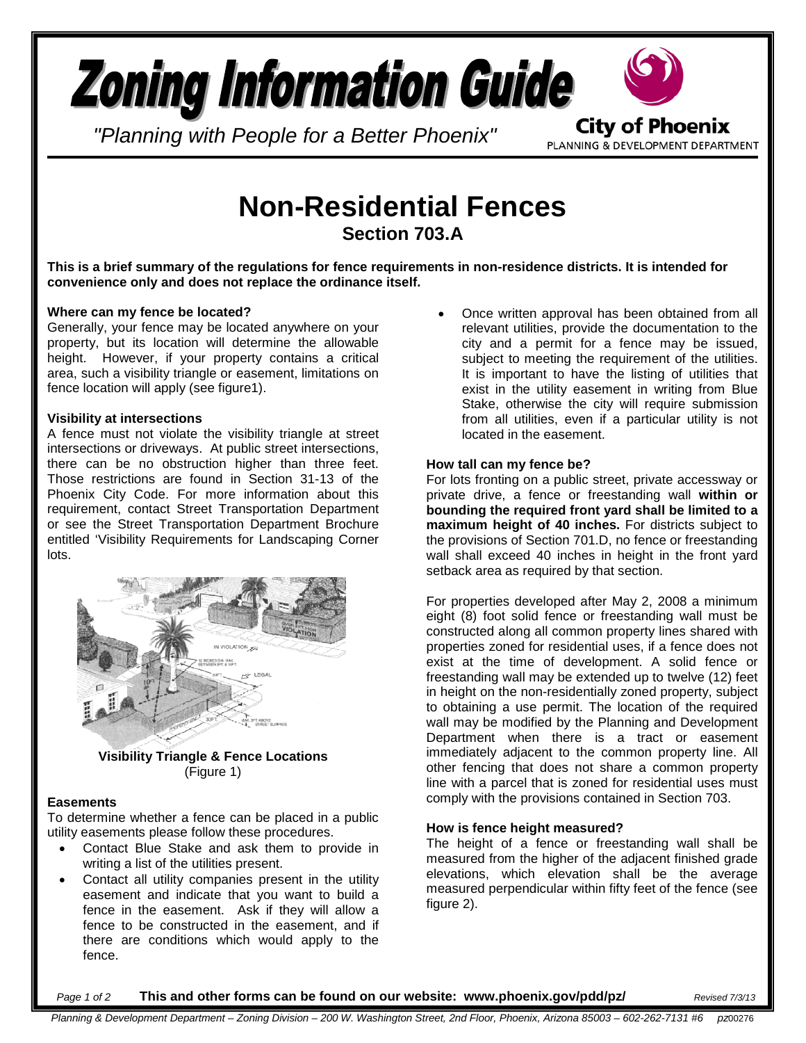# Zoning Information Guide

*"Planning with People for a Better Phoenix"*

City of Phoenix
PLANNING & DEVELOPMENT DEPARTMENT

# Non-Residential Fences

## Section 703.A

**This is a brief summary of the regulations for fence requirements in non-residence districts. It is intended for convenience only and does not replace the ordinance itself.**

### Where can my fence be located?

Generally, your fence may be located anywhere on your property, but its location will determine the allowable height. However, if your property contains a critical area, such a visibility triangle or easement, limitations on fence location will apply (see figure1).

### Visibility at intersections

A fence must not violate the visibility triangle at street intersections or driveways. At public street intersections, there can be no obstruction higher than three feet. Those restrictions are found in Section 31-13 of the Phoenix City Code. For more information about this requirement, contact Street Transportation Department or see the Street Transportation Department Brochure entitled 'Visibility Requirements for Landscaping Corner lots.

**Visibility Triangle & Fence Locations**
(Figure 1)

### Easements

To determine whether a fence can be placed in a public utility easements please follow these procedures.

- Contact Blue Stake and ask them to provide in writing a list of the utilities present.
- Contact all utility companies present in the utility easement and indicate that you want to build a fence in the easement. Ask if they will allow a fence to be constructed in the easement, and if there are conditions which would apply to the fence.
- Once written approval has been obtained from all relevant utilities, provide the documentation to the city and a permit for a fence may be issued, subject to meeting the requirement of the utilities. It is important to have the listing of utilities that exist in the utility easement in writing from Blue Stake, otherwise the city will require submission from all utilities, even if a particular utility is not located in the easement.

### How tall can my fence be?

For lots fronting on a public street, private accessway or private drive, a fence or freestanding wall **within or bounding the required front yard shall be limited to a maximum height of 40 inches.** For districts subject to the provisions of Section 701.D, no fence or freestanding wall shall exceed 40 inches in height in the front yard setback area as required by that section.

For properties developed after May 2, 2008 a minimum eight (8) foot solid fence or freestanding wall must be constructed along all common property lines shared with properties zoned for residential uses, if a fence does not exist at the time of development. A solid fence or freestanding wall may be extended up to twelve (12) feet in height on the non-residentially zoned property, subject to obtaining a use permit. The location of the required wall may be modified by the Planning and Development Department when there is a tract or easement immediately adjacent to the common property line. All other fencing that does not share a common property line with a parcel that is zoned for residential uses must comply with the provisions contained in Section 703.

### How is fence height measured?

The height of a fence or freestanding wall shall be measured from the higher of the adjacent finished grade elevations, which elevation shall be the average measured perpendicular within fifty feet of the fence (see figure 2).

**This and other forms can be found on our website: www.phoenix.gov/pdd/pz/**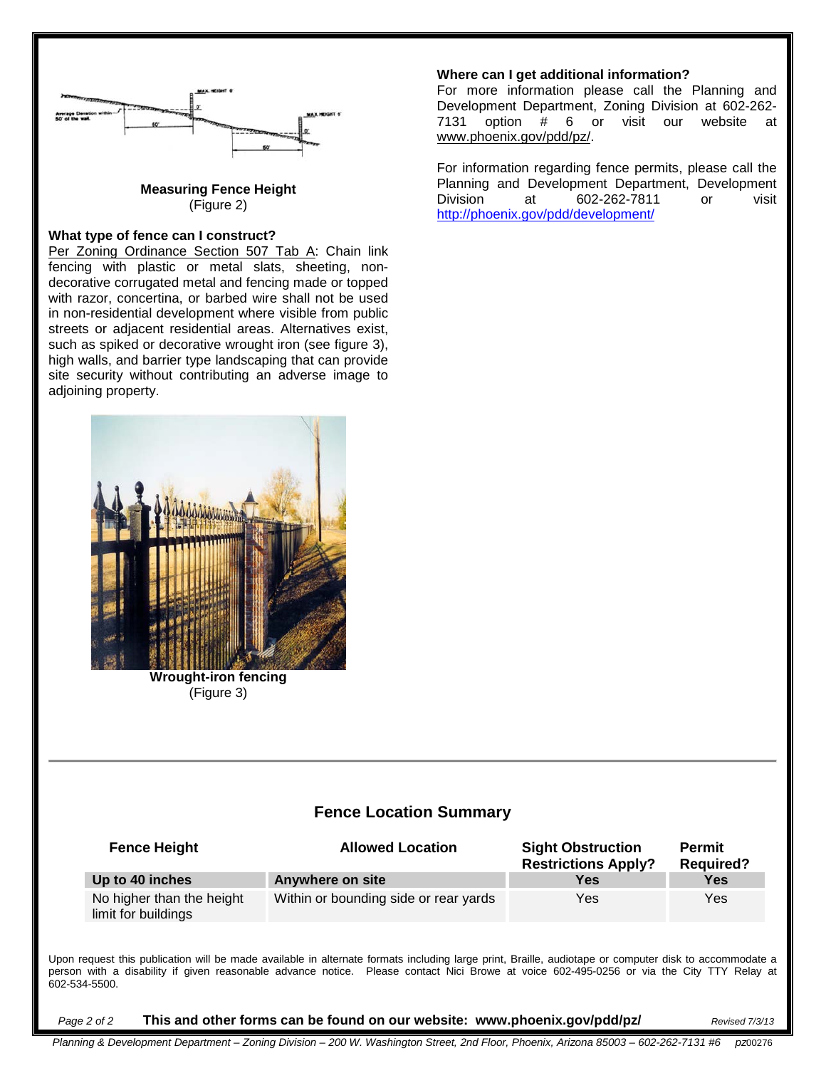MAX. HEIGHT 6'

Average Elevation within 50' of the wall.

MAX. HEIGHT 6'

50'

50'

**Measuring Fence Height**
(Figure 2)

**What type of fence can I construct?**

Per Zoning Ordinance Section 507 Tab A: Chain link fencing with plastic or metal slats, sheeting, non-decorative corrugated metal and fencing made or topped with razor, concertina, or barbed wire shall not be used in non-residential development where visible from public streets or adjacent residential areas. Alternatives exist, such as spiked or decorative wrought iron (see figure 3), high walls, and barrier type landscaping that can provide site security without contributing an adverse image to adjoining property.

**Wrought-iron fencing**
(Figure 3)

**Where can I get additional information?**

For more information please call the Planning and Development Department, Zoning Division at 602-262-7131 option # 6 or visit our website at www.phoenix.gov/pdd/pz/.

For information regarding fence permits, please call the Planning and Development Department, Development Division at 602-262-7811 or visit http://phoenix.gov/pdd/development/

## Fence Location Summary

| Fence Height | Allowed Location | Sight Obstruction Restrictions Apply? | Permit Required? |
|---|---|---|---|
| **Up to 40 inches** | **Anywhere on site** | **Yes** | **Yes** |
| No higher than the height limit for buildings | Within or bounding side or rear yards | Yes | Yes |

Upon request this publication will be made available in alternate formats including large print, Braille, audiotape or computer disk to accommodate a person with a disability if given reasonable advance notice. Please contact Nici Browe at voice 602-495-0256 or via the City TTY Relay at 602-534-5500.

**This and other forms can be found on our website: www.phoenix.gov/pdd/pz/**

*Revised 7/3/13*

*Planning & Development Department – Zoning Division – 200 W. Washington Street, 2nd Floor, Phoenix, Arizona 85003 – 602-262-7131 #6 pz00276*